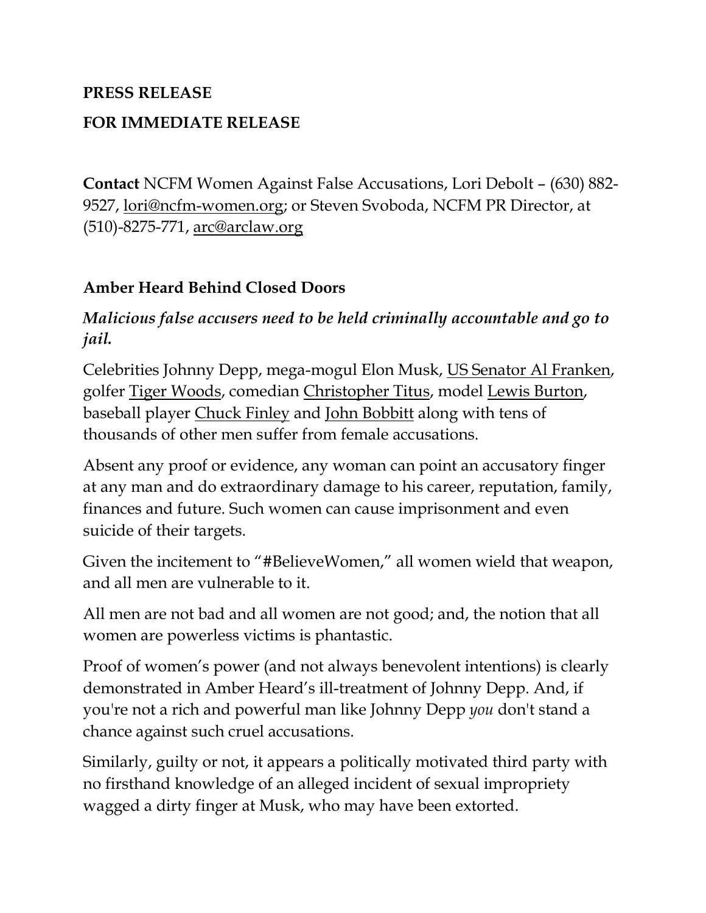**PRESS RELEASE**

**FOR IMMEDIATE RELEASE**

**Contact** NCFM Women Against False Accusations, Lori Debolt – (630) 882-9527, lori@ncfm-women.org; or Steven Svoboda, NCFM PR Director, at (510)-8275-771, arc@arclaw.org

**Amber Heard Behind Closed Doors**

***Malicious false accusers need to be held criminally accountable and go to jail.***

Celebrities Johnny Depp, mega-mogul Elon Musk, US Senator Al Franken, golfer Tiger Woods, comedian Christopher Titus, model Lewis Burton, baseball player Chuck Finley and John Bobbitt along with tens of thousands of other men suffer from female accusations.

Absent any proof or evidence, any woman can point an accusatory finger at any man and do extraordinary damage to his career, reputation, family, finances and future. Such women can cause imprisonment and even suicide of their targets.

Given the incitement to "#BelieveWomen," all women wield that weapon, and all men are vulnerable to it.

All men are not bad and all women are not good; and, the notion that all women are powerless victims is phantastic.

Proof of women's power (and not always benevolent intentions) is clearly demonstrated in Amber Heard's ill-treatment of Johnny Depp. And, if you're not a rich and powerful man like Johnny Depp *you* don't stand a chance against such cruel accusations.

Similarly, guilty or not, it appears a politically motivated third party with no firsthand knowledge of an alleged incident of sexual impropriety wagged a dirty finger at Musk, who may have been extorted.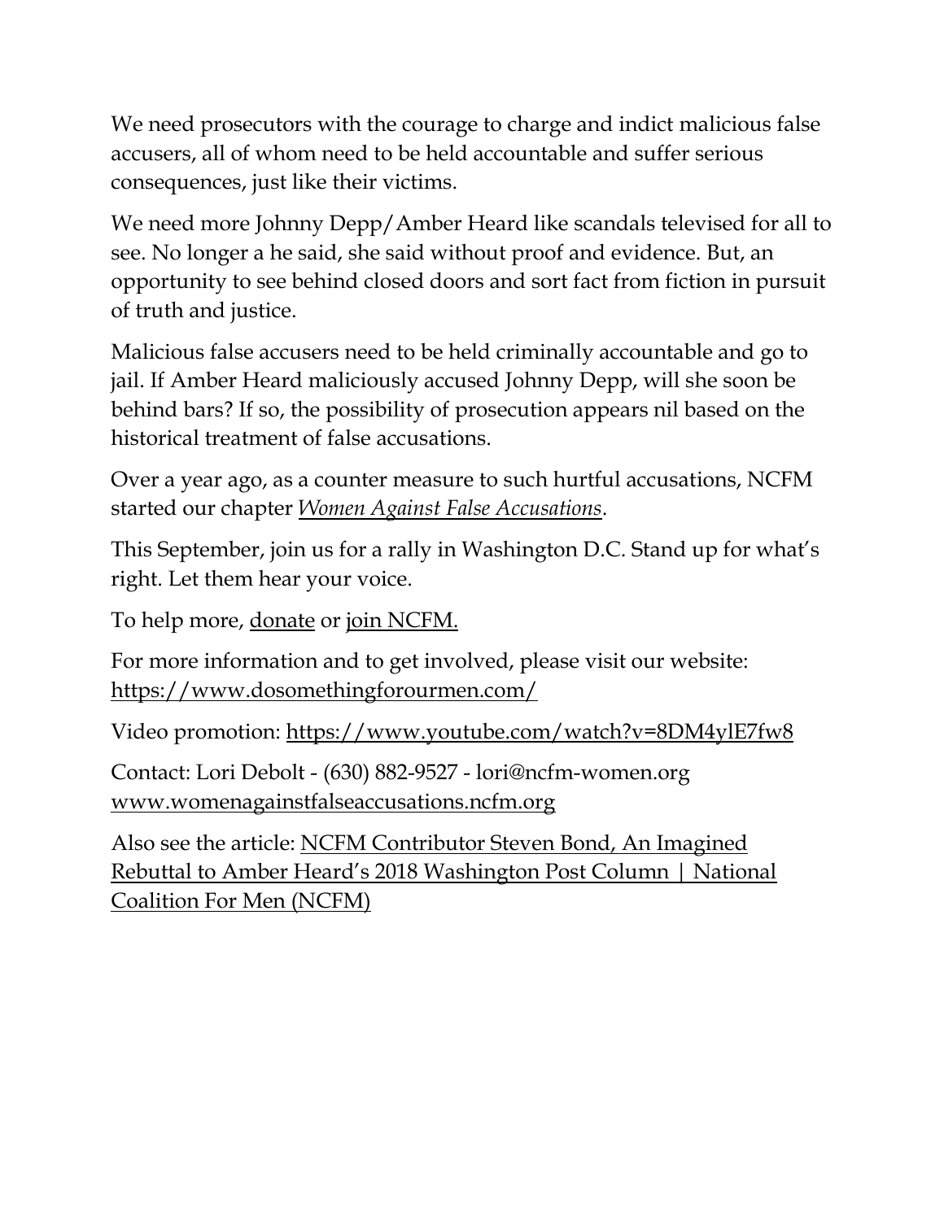We need prosecutors with the courage to charge and indict malicious false accusers, all of whom need to be held accountable and suffer serious consequences, just like their victims.

We need more Johnny Depp/Amber Heard like scandals televised for all to see. No longer a he said, she said without proof and evidence. But, an opportunity to see behind closed doors and sort fact from fiction in pursuit of truth and justice.

Malicious false accusers need to be held criminally accountable and go to jail. If Amber Heard maliciously accused Johnny Depp, will she soon be behind bars? If so, the possibility of prosecution appears nil based on the historical treatment of false accusations.

Over a year ago, as a counter measure to such hurtful accusations, NCFM started our chapter *Women Against False Accusations*.

This September, join us for a rally in Washington D.C. Stand up for what's right. Let them hear your voice.

To help more, donate or join NCFM.

For more information and to get involved, please visit our website: https://www.dosomethingforourmen.com/

Video promotion: https://www.youtube.com/watch?v=8DM4ylE7fw8

Contact: Lori Debolt - (630) 882-9527 - lori@ncfm-women.org
www.womenagainstfalseaccusations.ncfm.org

Also see the article: NCFM Contributor Steven Bond, An Imagined Rebuttal to Amber Heard's 2018 Washington Post Column | National Coalition For Men (NCFM)